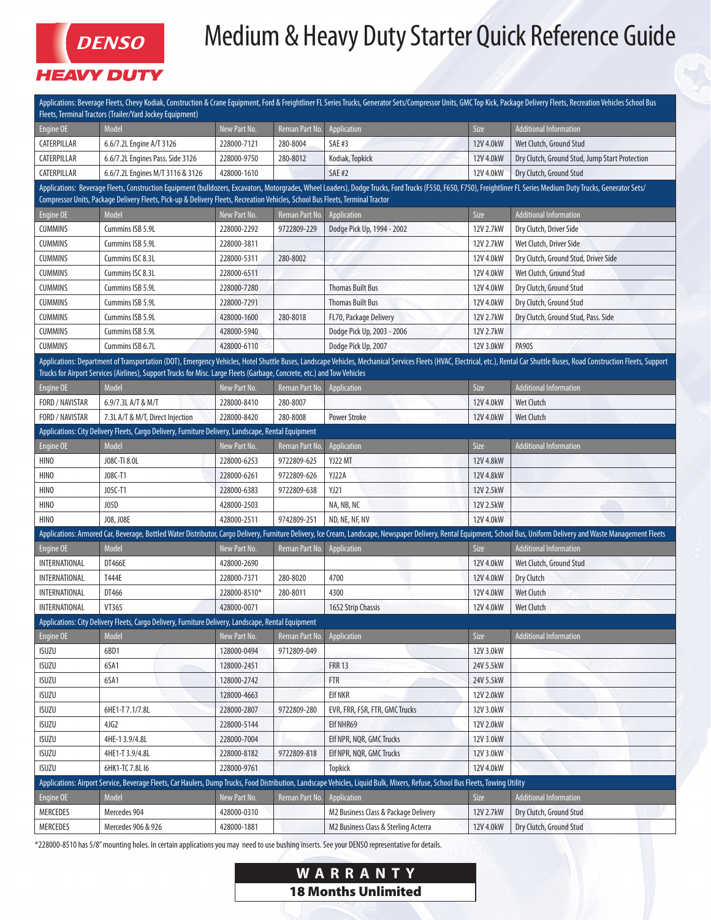# DENSO HEAVY DUTY

# Medium & Heavy Duty Starter Quick Reference Guide

| Applications: Beverage Fleets, Chevy Kodiak, Construction & Crane Equipment, Ford & Freightliner FL Series Trucks, Generator Sets/Compressor Units, GMC Top Kick, Package Delivery Fleets, Recreation Vehicles School Bus Fleets, Terminal Tractors (Trailer/Yard Jockey Equipment) | | | | | | |
|---|---|---|---|---|---|---|
| Engine OE | Model | New Part No. | Reman Part No. | Application | Size | Additional Information |
| CATERPILLAR | 6.6/7.2L Engine A/T 3126 | 228000-7121 | 280-8004 | SAE #3 | 12V 4.0kW | Wet Clutch, Ground Stud |
| CATERPILLAR | 6.6/7.2L Engines Pass. Side 3126 | 228000-9750 | 280-8012 | Kodiak, Topkick | 12V 4.0kW | Dry Clutch, Ground Stud, Jump Start Protection |
| CATERPILLAR | 6.6/7.2L Engines M/T 3116 & 3126 | 428000-1610 | | SAE #2 | 12V 4.0kW | Dry Clutch, Ground Stud |
| Applications: Beverage Fleets, Construction Equipment (bulldozers, Excavators, Motorgrades, Wheel Loaders), Dodge Trucks, Ford Trucks (F550, F650, F750), Freightliner FL Series Medium Duty Trucks, Generator Sets/ Compressor Units, Package Delivery Fleets, Pick-up & Delivery Fleets, Recreation Vehicles, School Bus Fleets, Terminal Tractor | | | | | | |
| Engine OE | Model | New Part No. | Reman Part No. | Application | Size | Additional Information |
| CUMMINS | Cummins ISB 5.9L | 228000-2292 | 9722809-229 | Dodge Pick Up, 1994 - 2002 | 12V 2.7kW | Dry Clutch, Driver Side |
| CUMMINS | Cummins ISB 5.9L | 228000-3811 | | | 12V 2.7kW | Wet Clutch, Driver Side |
| CUMMINS | Cummins ISC 8.3L | 228000-5311 | 280-8002 | | 12V 4.0kW | Dry Clutch, Ground Stud, Driver Side |
| CUMMINS | Cummins ISC 8.3L | 228000-6511 | | | 12V 4.0kW | Wet Clutch, Ground Stud |
| CUMMINS | Cummins ISB 5.9L | 228000-7280 | | Thomas Built Bus | 12V 4.0kW | Dry Clutch, Ground Stud |
| CUMMINS | Cummins ISB 5.9L | 228000-7291 | | Thomas Built Bus | 12V 4.0kW | Dry Clutch, Ground Stud |
| CUMMINS | Cummins ISB 5.9L | 428000-1600 | 280-8018 | FL70, Package Delivery | 12V 2.7kW | Dry Clutch, Ground Stud, Pass. Side |
| CUMMINS | Cummins ISB 5.9L | 428000-5940 | | Dodge Pick Up, 2003 - 2006 | 12V 2.7kW | |
| CUMMINS | Cummins ISB 6.7L | 428000-6110 | | Dodge Pick Up, 2007 | 12V 3.0kW | PA90S |
| Applications: Department of Transportation (DOT), Emergency Vehicles, Hotel Shuttle Buses, Landscape Vehicles, Mechanical Services Fleets (HVAC, Electrical, etc.), Rental Car Shuttle Buses, Road Construction Fleets, Support Trucks for Airport Services (Airlines), Support Trucks for Misc. Large Fleets (Garbage, Concrete, etc.) and Tow Vehicles | | | | | | |
| Engine OE | Model | New Part No. | Reman Part No. | Application | Size | Additional Information |
| FORD / NAVISTAR | 6.9/7.3L A/T & M/T | 228000-8410 | 280-8007 | | 12V 4.0kW | Wet Clutch |
| FORD / NAVISTAR | 7.3L A/T & M/T, Direct Injection | 228000-8420 | 280-8008 | Power Stroke | 12V 4.0kW | Wet Clutch |
| Applications: City Delivery Fleets, Cargo Delivery, Furniture Delivery, Landscape, Rental Equipment | | | | | | |
| Engine OE | Model | New Part No. | Reman Part No. | Application | Size | Additional Information |
| HINO | J08C-TI 8.0L | 228000-6253 | 9722809-625 | YJ22 MT | 12V 4.8kW | |
| HINO | J08C-T1 | 228000-6261 | 9722809-626 | YJ22A | 12V 4.8kW | |
| HINO | J05C-T1 | 228000-6383 | 9722809-638 | YJ21 | 12V 2.5kW | |
| HINO | J05D | 428000-2503 | | NA, NB, NC | 12V 2.5kW | |
| HINO | J08, J08E | 428000-2511 | 9742809-251 | ND, NE, NF, NV | 12V 4.0kW | |
| Applications: Armored Car, Beverage, Bottled Water Distributor, Cargo Delivery, Furniture Delivery, Ice Cream, Landscape, Newspaper Delivery, Rental Equipment, School Bus, Uniform Delivery and Waste Management Fleets | | | | | | |
| Engine OE | Model | New Part No. | Reman Part No. | Application | Size | Additional Information |
| INTERNATIONAL | DT466E | 428000-2690 | | | 12V 4.0kW | Wet Clutch, Ground Stud |
| INTERNATIONAL | T444E | 228000-7371 | 280-8020 | 4700 | 12V 4.0kW | Dry Clutch |
| INTERNATIONAL | DT466 | 228000-8510* | 280-8011 | 4300 | 12V 4.0kW | Wet Clutch |
| INTERNATIONAL | VT365 | 428000-0071 | | 1652 Strip Chassis | 12V 4.0kW | Wet Clutch |
| Applications: City Delivery Fleets, Cargo Delivery, Furniture Delivery, Landscape, Rental Equipment | | | | | | |
| Engine OE | Model | New Part No. | Reman Part No. | Application | Size | Additional Information |
| ISUZU | 6BD1 | 128000-0494 | 9712809-049 | | 12V 3.0kW | |
| ISUZU | 6SA1 | 128000-2451 | | FRR 13 | 24V 5.5kW | |
| ISUZU | 6SA1 | 128000-2742 | | FTR | 24V 5.5kW | |
| ISUZU | | 128000-4663 | | Elf NKR | 12V 2.0kW | |
| ISUZU | 6HE1-T 7.1/7.8L | 228000-2807 | 9722809-280 | EVR, FRR, FSR, FTR, GMC Trucks | 12V 3.0kW | |
| ISUZU | 4JG2 | 228000-5144 | | Elf NHR69 | 12V 2.0kW | |
| ISUZU | 4HE-1 3.9/4.8L | 228000-7004 | | Elf NPR, NQR, GMC Trucks | 12V 3.0kW | |
| ISUZU | 4HE1-T 3.9/4.8L | 228000-8182 | 9722809-818 | Elf NPR, NQR, GMC Trucks | 12V 3.0kW | |
| ISUZU | 6HK1-TC 7.8L I6 | 228000-9761 | | Topkick | 12V 4.0kW | |
| Applications: Airport Service, Beverage Fleets, Car Haulers, Dump Trucks, Food Distribution, Landscape Vehicles, Liquid Bulk, Mixers, Refuse, School Bus Fleets, Towing Utility | | | | | | |
| Engine OE | Model | New Part No. | Reman Part No. | Application | Size | Additional Information |
| MERCEDES | Mercedes 904 | 428000-0310 | | M2 Business Class & Package Delivery | 12V 2.7kW | Dry Clutch, Ground Stud |
| MERCEDES | Mercedes 906 & 926 | 428000-1881 | | M2 Business Class & Sterling Acterra | 12V 4.0kW | Dry Clutch, Ground Stud |

*228000-8510 has 5/8" mounting holes. In certain applications you may need to use bushing inserts. See your DENSO representative for details.

**WARRANTY**
**18 Months Unlimited**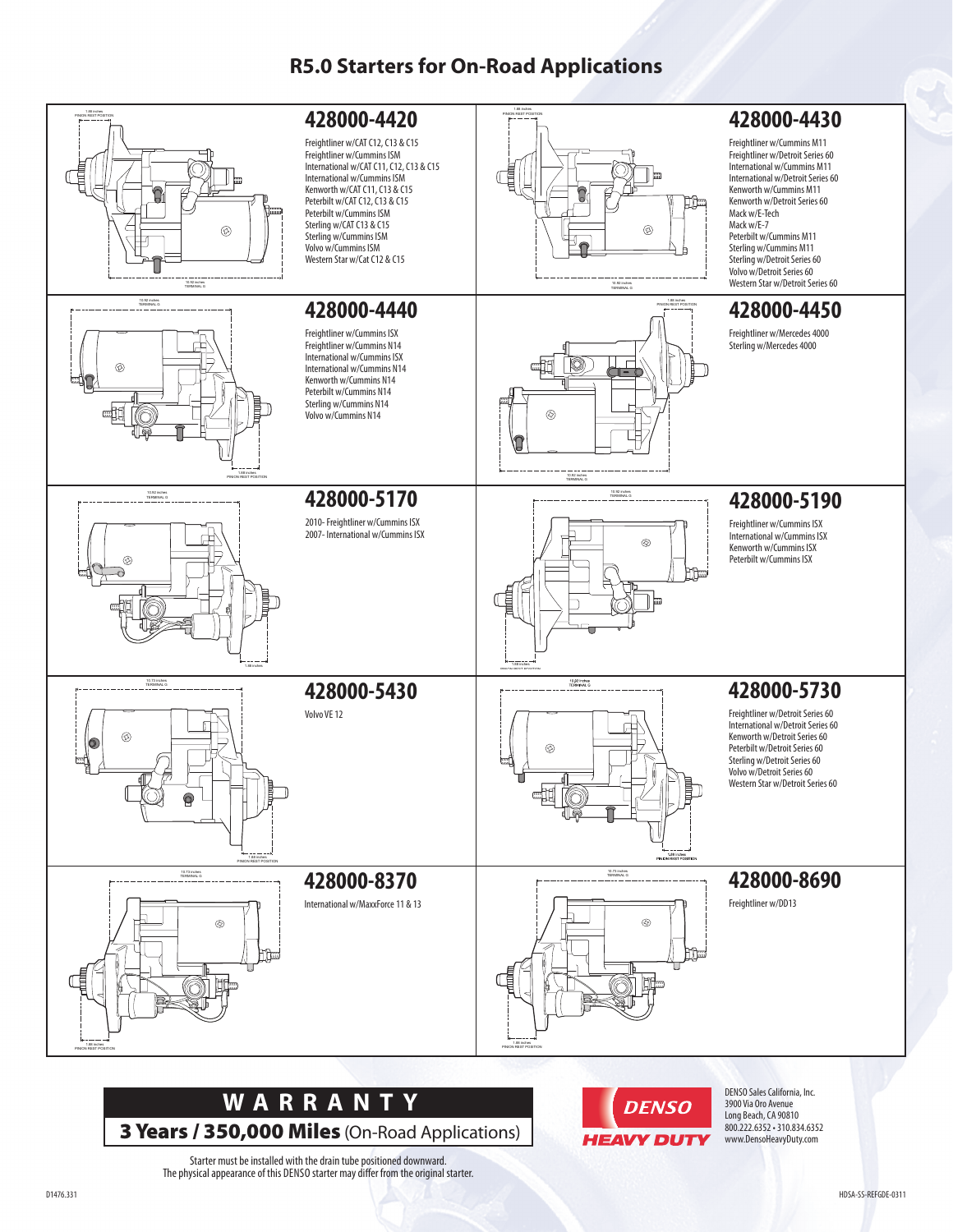# R5.0 Starters for On-Road Applications

## 428000-4420

Freightliner w/CAT C12, C13 & C15
Freightliner w/Cummins ISM
International w/CAT C11, C12, C13 & C15
International w/Cummins ISM
Kenworth w/CAT C11, C13 & C15
Peterbilt w/CAT C12, C13 & C15
Peterbilt w/Cummins ISM
Sterling w/CAT C13 & C15
Sterling w/Cummins ISM
Volvo w/Cummins ISM
Western Star w/Cat C12 & C15

## 428000-4430

Freightliner w/Cummins M11
Freightliner w/Detroit Series 60
International w/Cummins M11
International w/Detroit Series 60
Kenworth w/Cummins M11
Kenworth w/Detroit Series 60
Mack w/E-Tech
Mack w/E-7
Peterbilt w/Cummins M11
Sterling w/Cummins M11
Sterling w/Detroit Series 60
Volvo w/Detroit Series 60
Western Star w/Detroit Series 60

## 428000-4440

Freightliner w/Cummins ISX
Freightliner w/Cummins N14
International w/Cummins ISX
International w/Cummins N14
Kenworth w/Cummins N14
Peterbilt w/Cummins N14
Sterling w/Cummins N14
Volvo w/Cummins N14

## 428000-4450

Freightliner w/Mercedes 4000
Sterling w/Mercedes 4000

## 428000-5170

2010- Freightliner w/Cummins ISX
2007- International w/Cummins ISX

## 428000-5190

Freightliner w/Cummins ISX
International w/Cummins ISX
Kenworth w/Cummins ISX
Peterbilt w/Cummins ISX

## 428000-5430

Volvo VE 12

## 428000-5730

Freightliner w/Detroit Series 60
International w/Detroit Series 60
Kenworth w/Detroit Series 60
Peterbilt w/Detroit Series 60
Sterling w/Detroit Series 60
Volvo w/Detroit Series 60
Western Star w/Detroit Series 60

## 428000-8370

International w/MaxxForce 11 & 13

## 428000-8690

Freightliner w/DD13

**WARRANTY**

**3 Years / 350,000 Miles** (On-Road Applications)

Starter must be installed with the drain tube positioned downward.
The physical appearance of this DENSO starter may differ from the original starter.

DENSO HEAVY DUTY

DENSO Sales California, Inc.
3900 Via Oro Avenue
Long Beach, CA 90810
800.222.6352 • 310.834.6352
www.DensoHeavyDuty.com

D1476.331

HDSA-SS-REFGDE-0311